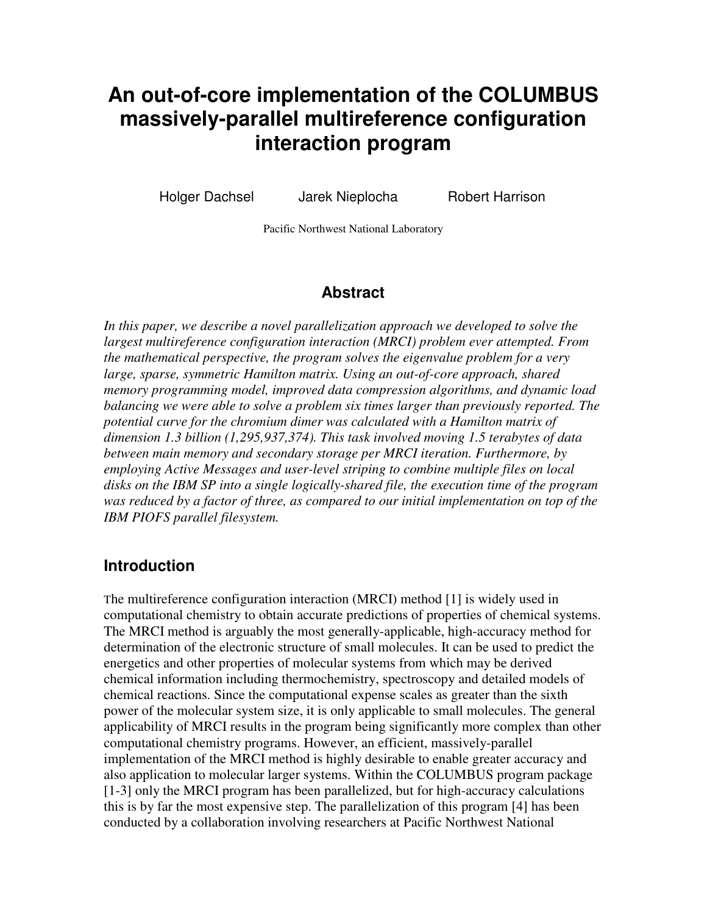# An out-of-core implementation of the COLUMBUS massively-parallel multireference configuration interaction program

Holger Dachsel Jarek Nieplocha Robert Harrison

Pacific Northwest National Laboratory

## Abstract

*In this paper, we describe a novel parallelization approach we developed to solve the largest multireference configuration interaction (MRCI) problem ever attempted. From the mathematical perspective, the program solves the eigenvalue problem for a very large, sparse, symmetric Hamilton matrix. Using an out-of-core approach, shared memory programming model, improved data compression algorithms, and dynamic load balancing we were able to solve a problem six times larger than previously reported. The potential curve for the chromium dimer was calculated with a Hamilton matrix of dimension 1.3 billion (1,295,937,374). This task involved moving 1.5 terabytes of data between main memory and secondary storage per MRCI iteration. Furthermore, by employing Active Messages and user-level striping to combine multiple files on local disks on the IBM SP into a single logically-shared file, the execution time of the program was reduced by a factor of three, as compared to our initial implementation on top of the IBM PIOFS parallel filesystem.*

## Introduction

The multireference configuration interaction (MRCI) method [1] is widely used in computational chemistry to obtain accurate predictions of properties of chemical systems. The MRCI method is arguably the most generally-applicable, high-accuracy method for determination of the electronic structure of small molecules. It can be used to predict the energetics and other properties of molecular systems from which may be derived chemical information including thermochemistry, spectroscopy and detailed models of chemical reactions. Since the computational expense scales as greater than the sixth power of the molecular system size, it is only applicable to small molecules. The general applicability of MRCI results in the program being significantly more complex than other computational chemistry programs. However, an efficient, massively-parallel implementation of the MRCI method is highly desirable to enable greater accuracy and also application to molecular larger systems. Within the COLUMBUS program package [1-3] only the MRCI program has been parallelized, but for high-accuracy calculations this is by far the most expensive step. The parallelization of this program [4] has been conducted by a collaboration involving researchers at Pacific Northwest National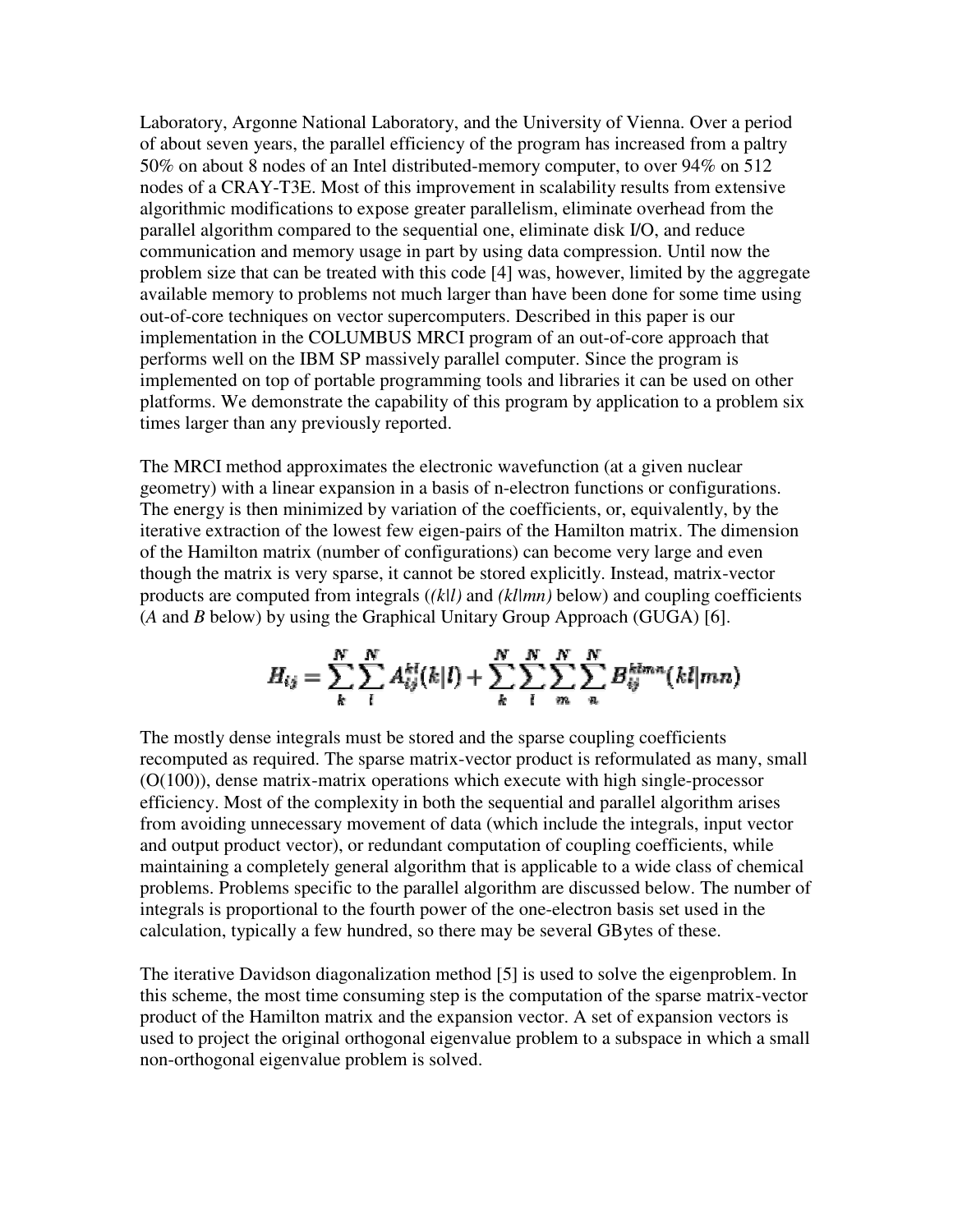Laboratory, Argonne National Laboratory, and the University of Vienna. Over a period of about seven years, the parallel efficiency of the program has increased from a paltry 50% on about 8 nodes of an Intel distributed-memory computer, to over 94% on 512 nodes of a CRAY-T3E. Most of this improvement in scalability results from extensive algorithmic modifications to expose greater parallelism, eliminate overhead from the parallel algorithm compared to the sequential one, eliminate disk I/O, and reduce communication and memory usage in part by using data compression. Until now the problem size that can be treated with this code [4] was, however, limited by the aggregate available memory to problems not much larger than have been done for some time using out-of-core techniques on vector supercomputers. Described in this paper is our implementation in the COLUMBUS MRCI program of an out-of-core approach that performs well on the IBM SP massively parallel computer. Since the program is implemented on top of portable programming tools and libraries it can be used on other platforms. We demonstrate the capability of this program by application to a problem six times larger than any previously reported.

The MRCI method approximates the electronic wavefunction (at a given nuclear geometry) with a linear expansion in a basis of n-electron functions or configurations. The energy is then minimized by variation of the coefficients, or, equivalently, by the iterative extraction of the lowest few eigen-pairs of the Hamilton matrix. The dimension of the Hamilton matrix (number of configurations) can become very large and even though the matrix is very sparse, it cannot be stored explicitly. Instead, matrix-vector products are computed from integrals (*(k|l)* and *(kl|mn)* below) and coupling coefficients (*A* and *B* below) by using the Graphical Unitary Group Approach (GUGA) [6].

$$H_{ij} = \sum_{k}^{N}\sum_{l}^{N} A_{ij}^{kl}(k|l) + \sum_{k}^{N}\sum_{l}^{N}\sum_{m}^{N}\sum_{n}^{N} B_{ij}^{klmn}(kl|mn)$$

The mostly dense integrals must be stored and the sparse coupling coefficients recomputed as required. The sparse matrix-vector product is reformulated as many, small (O(100)), dense matrix-matrix operations which execute with high single-processor efficiency. Most of the complexity in both the sequential and parallel algorithm arises from avoiding unnecessary movement of data (which include the integrals, input vector and output product vector), or redundant computation of coupling coefficients, while maintaining a completely general algorithm that is applicable to a wide class of chemical problems. Problems specific to the parallel algorithm are discussed below. The number of integrals is proportional to the fourth power of the one-electron basis set used in the calculation, typically a few hundred, so there may be several GBytes of these.

The iterative Davidson diagonalization method [5] is used to solve the eigenproblem. In this scheme, the most time consuming step is the computation of the sparse matrix-vector product of the Hamilton matrix and the expansion vector. A set of expansion vectors is used to project the original orthogonal eigenvalue problem to a subspace in which a small non-orthogonal eigenvalue problem is solved.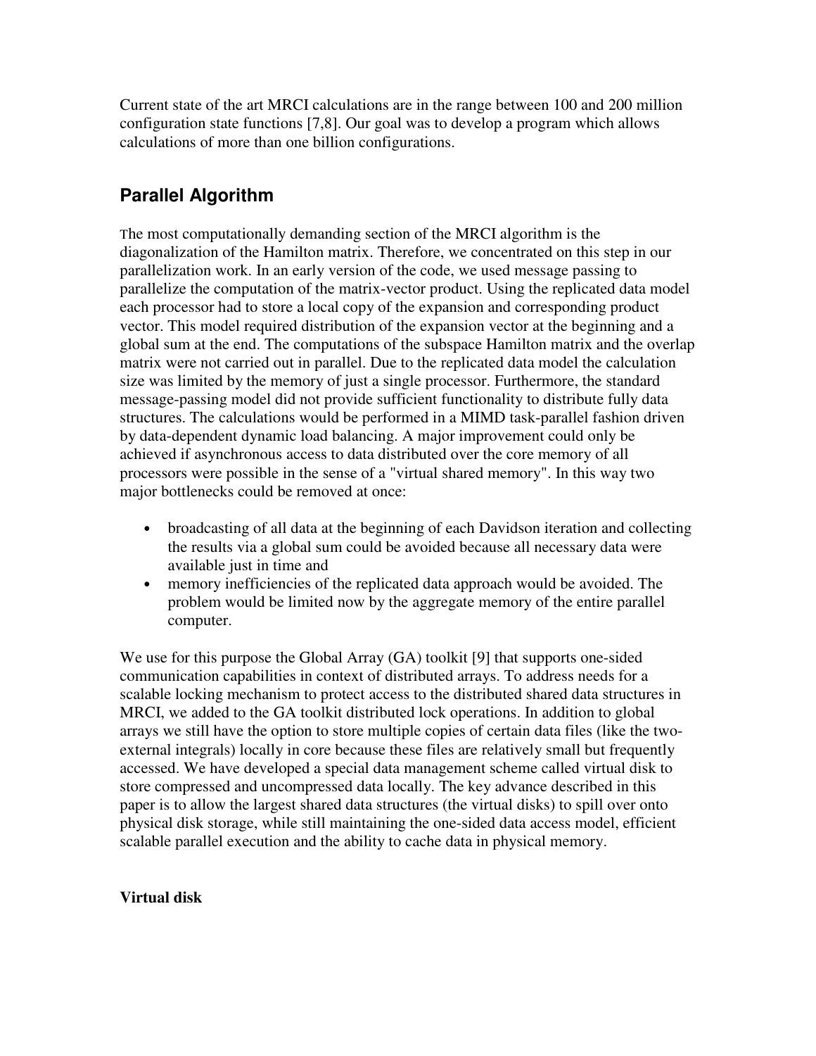Current state of the art MRCI calculations are in the range between 100 and 200 million configuration state functions [7,8]. Our goal was to develop a program which allows calculations of more than one billion configurations.

## Parallel Algorithm

The most computationally demanding section of the MRCI algorithm is the diagonalization of the Hamilton matrix. Therefore, we concentrated on this step in our parallelization work. In an early version of the code, we used message passing to parallelize the computation of the matrix-vector product. Using the replicated data model each processor had to store a local copy of the expansion and corresponding product vector. This model required distribution of the expansion vector at the beginning and a global sum at the end. The computations of the subspace Hamilton matrix and the overlap matrix were not carried out in parallel. Due to the replicated data model the calculation size was limited by the memory of just a single processor. Furthermore, the standard message-passing model did not provide sufficient functionality to distribute fully data structures. The calculations would be performed in a MIMD task-parallel fashion driven by data-dependent dynamic load balancing. A major improvement could only be achieved if asynchronous access to data distributed over the core memory of all processors were possible in the sense of a "virtual shared memory". In this way two major bottlenecks could be removed at once:

- broadcasting of all data at the beginning of each Davidson iteration and collecting the results via a global sum could be avoided because all necessary data were available just in time and
- memory inefficiencies of the replicated data approach would be avoided. The problem would be limited now by the aggregate memory of the entire parallel computer.

We use for this purpose the Global Array (GA) toolkit [9] that supports one-sided communication capabilities in context of distributed arrays. To address needs for a scalable locking mechanism to protect access to the distributed shared data structures in MRCI, we added to the GA toolkit distributed lock operations. In addition to global arrays we still have the option to store multiple copies of certain data files (like the two-external integrals) locally in core because these files are relatively small but frequently accessed. We have developed a special data management scheme called virtual disk to store compressed and uncompressed data locally. The key advance described in this paper is to allow the largest shared data structures (the virtual disks) to spill over onto physical disk storage, while still maintaining the one-sided data access model, efficient scalable parallel execution and the ability to cache data in physical memory.

### Virtual disk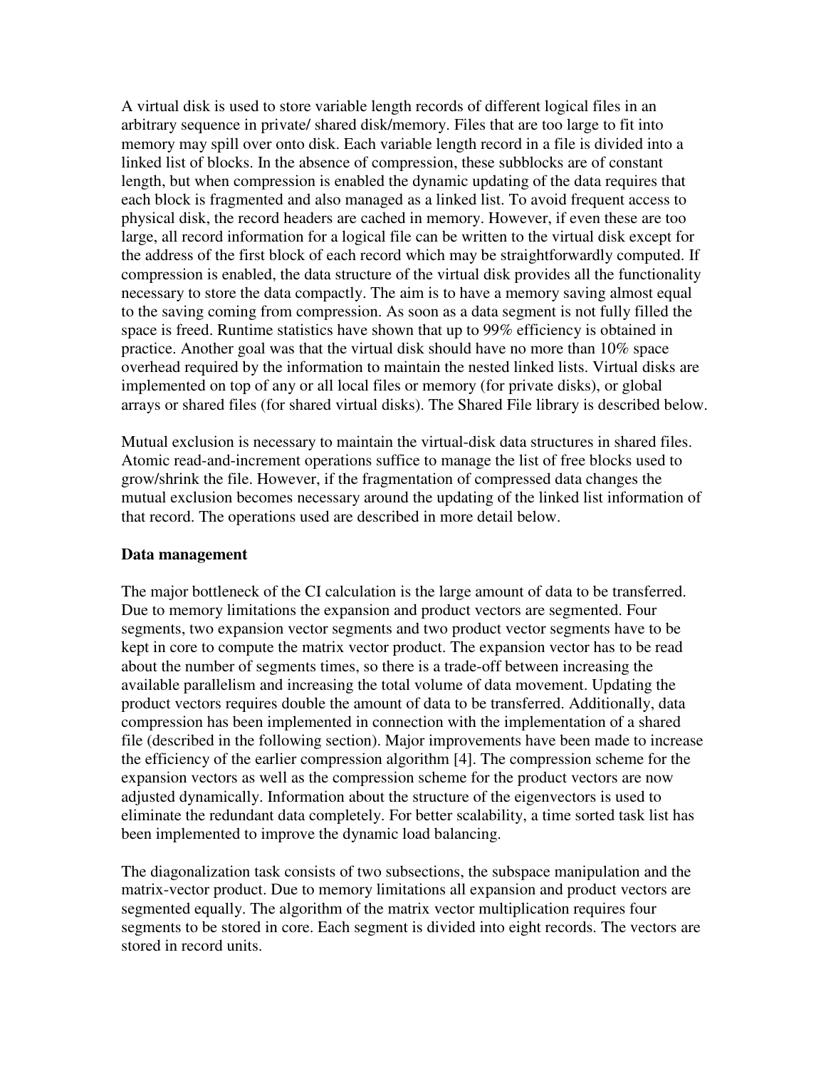A virtual disk is used to store variable length records of different logical files in an arbitrary sequence in private/ shared disk/memory. Files that are too large to fit into memory may spill over onto disk. Each variable length record in a file is divided into a linked list of blocks. In the absence of compression, these subblocks are of constant length, but when compression is enabled the dynamic updating of the data requires that each block is fragmented and also managed as a linked list. To avoid frequent access to physical disk, the record headers are cached in memory. However, if even these are too large, all record information for a logical file can be written to the virtual disk except for the address of the first block of each record which may be straightforwardly computed. If compression is enabled, the data structure of the virtual disk provides all the functionality necessary to store the data compactly. The aim is to have a memory saving almost equal to the saving coming from compression. As soon as a data segment is not fully filled the space is freed. Runtime statistics have shown that up to 99% efficiency is obtained in practice. Another goal was that the virtual disk should have no more than 10% space overhead required by the information to maintain the nested linked lists. Virtual disks are implemented on top of any or all local files or memory (for private disks), or global arrays or shared files (for shared virtual disks). The Shared File library is described below.

Mutual exclusion is necessary to maintain the virtual-disk data structures in shared files. Atomic read-and-increment operations suffice to manage the list of free blocks used to grow/shrink the file. However, if the fragmentation of compressed data changes the mutual exclusion becomes necessary around the updating of the linked list information of that record. The operations used are described in more detail below.

**Data management**

The major bottleneck of the CI calculation is the large amount of data to be transferred. Due to memory limitations the expansion and product vectors are segmented. Four segments, two expansion vector segments and two product vector segments have to be kept in core to compute the matrix vector product. The expansion vector has to be read about the number of segments times, so there is a trade-off between increasing the available parallelism and increasing the total volume of data movement. Updating the product vectors requires double the amount of data to be transferred. Additionally, data compression has been implemented in connection with the implementation of a shared file (described in the following section). Major improvements have been made to increase the efficiency of the earlier compression algorithm [4]. The compression scheme for the expansion vectors as well as the compression scheme for the product vectors are now adjusted dynamically. Information about the structure of the eigenvectors is used to eliminate the redundant data completely. For better scalability, a time sorted task list has been implemented to improve the dynamic load balancing.

The diagonalization task consists of two subsections, the subspace manipulation and the matrix-vector product. Due to memory limitations all expansion and product vectors are segmented equally. The algorithm of the matrix vector multiplication requires four segments to be stored in core. Each segment is divided into eight records. The vectors are stored in record units.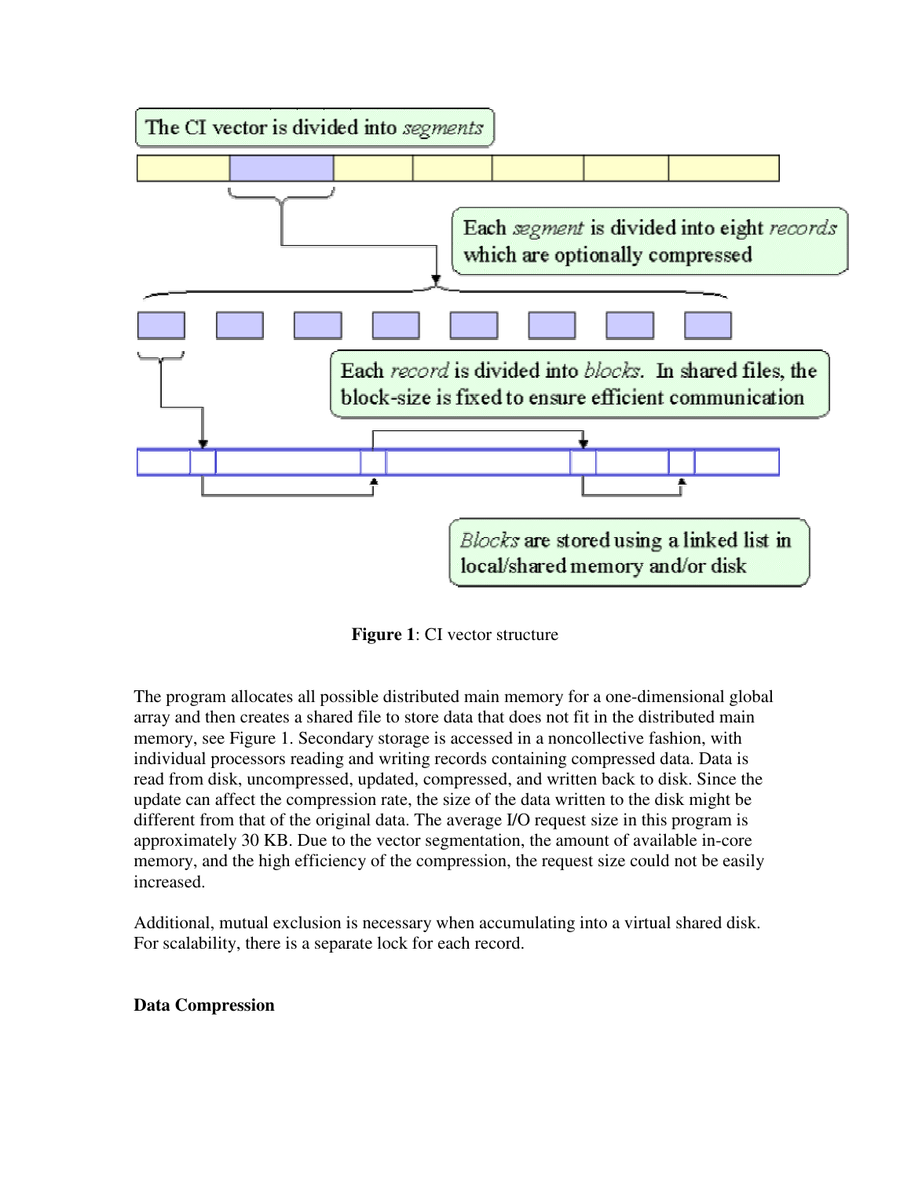The CI vector is divided into *segments*

Each *segment* is divided into eight *records* which are optionally compressed

Each *record* is divided into *blocks*. In shared files, the block-size is fixed to ensure efficient communication

*Blocks* are stored using a linked list in local/shared memory and/or disk

**Figure 1**: CI vector structure

The program allocates all possible distributed main memory for a one-dimensional global array and then creates a shared file to store data that does not fit in the distributed main memory, see Figure 1. Secondary storage is accessed in a noncollective fashion, with individual processors reading and writing records containing compressed data. Data is read from disk, uncompressed, updated, compressed, and written back to disk. Since the update can affect the compression rate, the size of the data written to the disk might be different from that of the original data. The average I/O request size in this program is approximately 30 KB. Due to the vector segmentation, the amount of available in-core memory, and the high efficiency of the compression, the request size could not be easily increased.

Additional, mutual exclusion is necessary when accumulating into a virtual shared disk. For scalability, there is a separate lock for each record.

**Data Compression**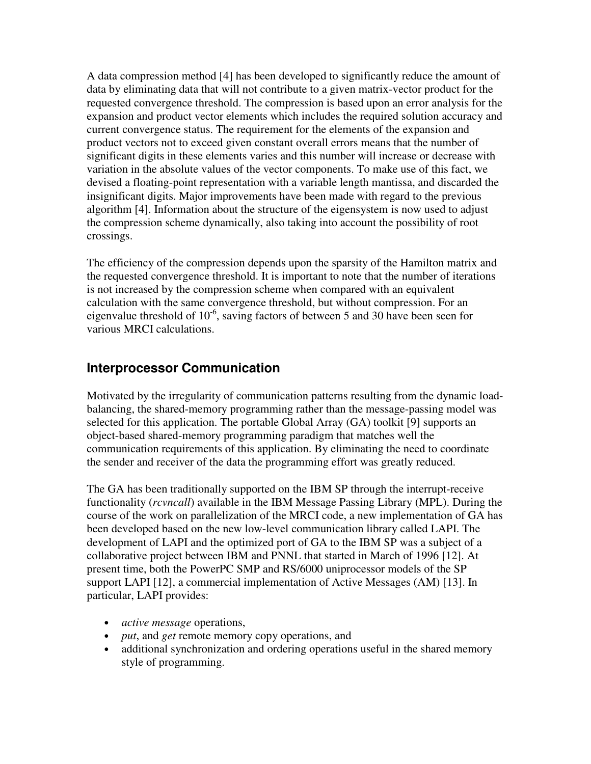A data compression method [4] has been developed to significantly reduce the amount of data by eliminating data that will not contribute to a given matrix-vector product for the requested convergence threshold. The compression is based upon an error analysis for the expansion and product vector elements which includes the required solution accuracy and current convergence status. The requirement for the elements of the expansion and product vectors not to exceed given constant overall errors means that the number of significant digits in these elements varies and this number will increase or decrease with variation in the absolute values of the vector components. To make use of this fact, we devised a floating-point representation with a variable length mantissa, and discarded the insignificant digits. Major improvements have been made with regard to the previous algorithm [4]. Information about the structure of the eigensystem is now used to adjust the compression scheme dynamically, also taking into account the possibility of root crossings.

The efficiency of the compression depends upon the sparsity of the Hamilton matrix and the requested convergence threshold. It is important to note that the number of iterations is not increased by the compression scheme when compared with an equivalent calculation with the same convergence threshold, but without compression. For an eigenvalue threshold of $10^{-6}$, saving factors of between 5 and 30 have been seen for various MRCI calculations.

## Interprocessor Communication

Motivated by the irregularity of communication patterns resulting from the dynamic load-balancing, the shared-memory programming rather than the message-passing model was selected for this application. The portable Global Array (GA) toolkit [9] supports an object-based shared-memory programming paradigm that matches well the communication requirements of this application. By eliminating the need to coordinate the sender and receiver of the data the programming effort was greatly reduced.

The GA has been traditionally supported on the IBM SP through the interrupt-receive functionality (*rcvncall*) available in the IBM Message Passing Library (MPL). During the course of the work on parallelization of the MRCI code, a new implementation of GA has been developed based on the new low-level communication library called LAPI. The development of LAPI and the optimized port of GA to the IBM SP was a subject of a collaborative project between IBM and PNNL that started in March of 1996 [12]. At present time, both the PowerPC SMP and RS/6000 uniprocessor models of the SP support LAPI [12], a commercial implementation of Active Messages (AM) [13]. In particular, LAPI provides:

- *active message* operations,
- *put*, and *get* remote memory copy operations, and
- additional synchronization and ordering operations useful in the shared memory style of programming.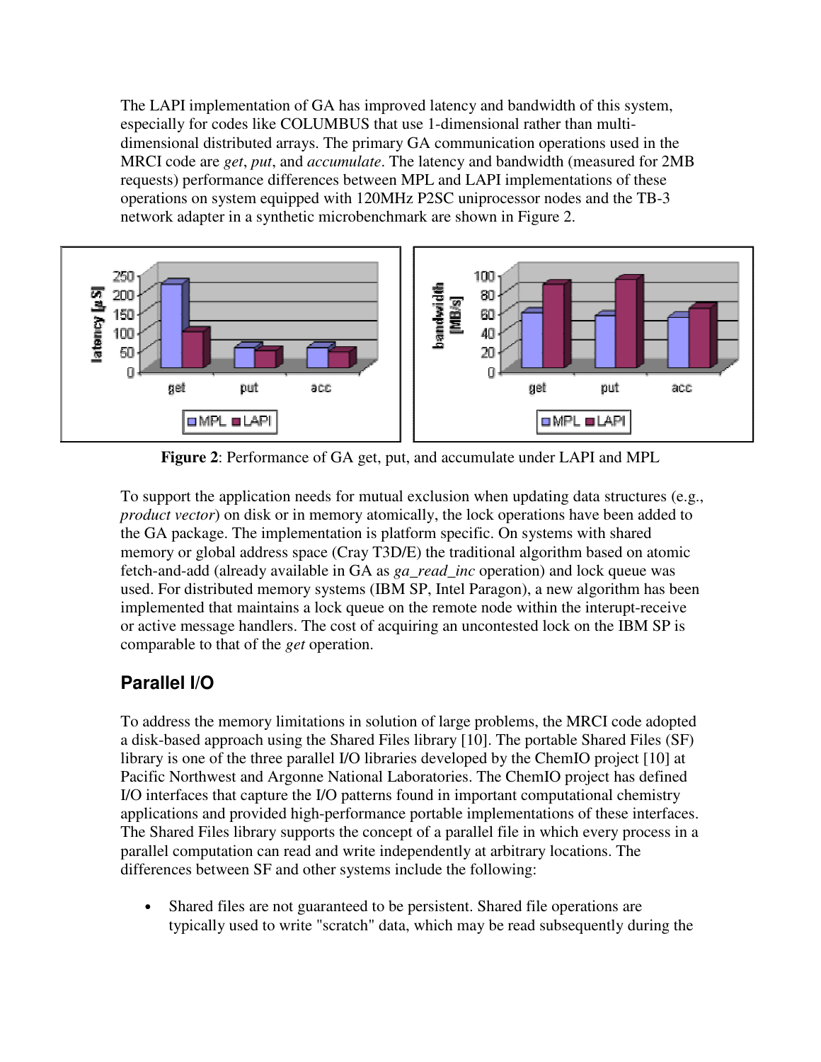The LAPI implementation of GA has improved latency and bandwidth of this system, especially for codes like COLUMBUS that use 1-dimensional rather than multi-dimensional distributed arrays. The primary GA communication operations used in the MRCI code are *get*, *put*, and *accumulate*. The latency and bandwidth (measured for 2MB requests) performance differences between MPL and LAPI implementations of these operations on system equipped with 120MHz P2SC uniprocessor nodes and the TB-3 network adapter in a synthetic microbenchmark are shown in Figure 2.

**Figure 2**: Performance of GA get, put, and accumulate under LAPI and MPL

To support the application needs for mutual exclusion when updating data structures (e.g., *product vector*) on disk or in memory atomically, the lock operations have been added to the GA package. The implementation is platform specific. On systems with shared memory or global address space (Cray T3D/E) the traditional algorithm based on atomic fetch-and-add (already available in GA as *ga_read_inc* operation) and lock queue was used. For distributed memory systems (IBM SP, Intel Paragon), a new algorithm has been implemented that maintains a lock queue on the remote node within the interupt-receive or active message handlers. The cost of acquiring an uncontested lock on the IBM SP is comparable to that of the *get* operation.

## Parallel I/O

To address the memory limitations in solution of large problems, the MRCI code adopted a disk-based approach using the Shared Files library [10]. The portable Shared Files (SF) library is one of the three parallel I/O libraries developed by the ChemIO project [10] at Pacific Northwest and Argonne National Laboratories. The ChemIO project has defined I/O interfaces that capture the I/O patterns found in important computational chemistry applications and provided high-performance portable implementations of these interfaces. The Shared Files library supports the concept of a parallel file in which every process in a parallel computation can read and write independently at arbitrary locations. The differences between SF and other systems include the following:

- Shared files are not guaranteed to be persistent. Shared file operations are typically used to write "scratch" data, which may be read subsequently during the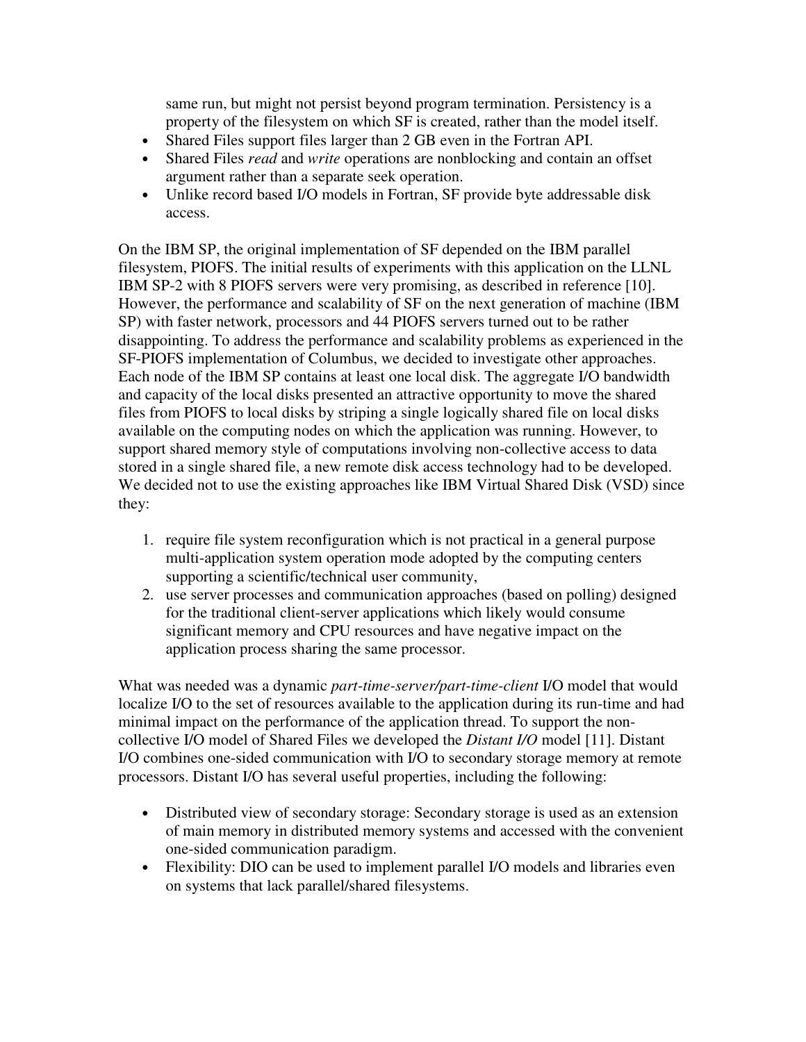same run, but might not persist beyond program termination. Persistency is a property of the filesystem on which SF is created, rather than the model itself.

- Shared Files support files larger than 2 GB even in the Fortran API.
- Shared Files *read* and *write* operations are nonblocking and contain an offset argument rather than a separate seek operation.
- Unlike record based I/O models in Fortran, SF provide byte addressable disk access.

On the IBM SP, the original implementation of SF depended on the IBM parallel filesystem, PIOFS. The initial results of experiments with this application on the LLNL IBM SP-2 with 8 PIOFS servers were very promising, as described in reference [10]. However, the performance and scalability of SF on the next generation of machine (IBM SP) with faster network, processors and 44 PIOFS servers turned out to be rather disappointing. To address the performance and scalability problems as experienced in the SF-PIOFS implementation of Columbus, we decided to investigate other approaches. Each node of the IBM SP contains at least one local disk. The aggregate I/O bandwidth and capacity of the local disks presented an attractive opportunity to move the shared files from PIOFS to local disks by striping a single logically shared file on local disks available on the computing nodes on which the application was running. However, to support shared memory style of computations involving non-collective access to data stored in a single shared file, a new remote disk access technology had to be developed. We decided not to use the existing approaches like IBM Virtual Shared Disk (VSD) since they:

1. require file system reconfiguration which is not practical in a general purpose multi-application system operation mode adopted by the computing centers supporting a scientific/technical user community,
2. use server processes and communication approaches (based on polling) designed for the traditional client-server applications which likely would consume significant memory and CPU resources and have negative impact on the application process sharing the same processor.

What was needed was a dynamic *part-time-server/part-time-client* I/O model that would localize I/O to the set of resources available to the application during its run-time and had minimal impact on the performance of the application thread. To support the non-collective I/O model of Shared Files we developed the *Distant I/O* model [11]. Distant I/O combines one-sided communication with I/O to secondary storage memory at remote processors. Distant I/O has several useful properties, including the following:

- Distributed view of secondary storage: Secondary storage is used as an extension of main memory in distributed memory systems and accessed with the convenient one-sided communication paradigm.
- Flexibility: DIO can be used to implement parallel I/O models and libraries even on systems that lack parallel/shared filesystems.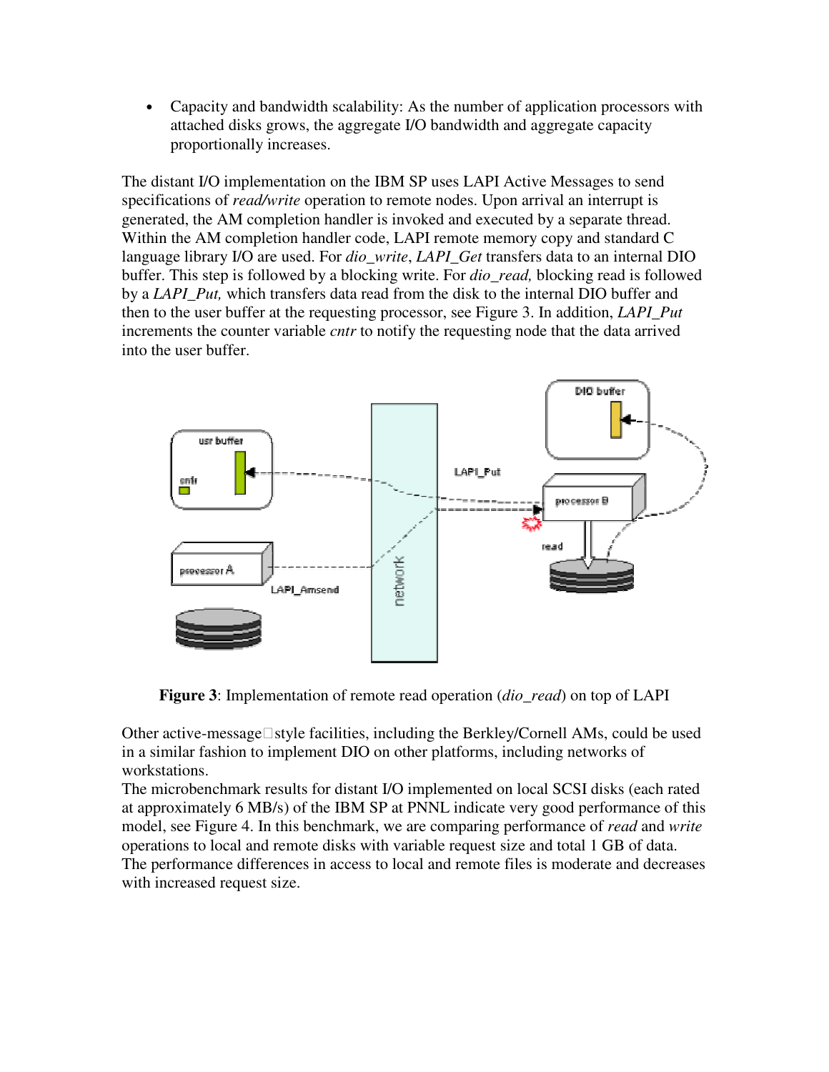- Capacity and bandwidth scalability: As the number of application processors with attached disks grows, the aggregate I/O bandwidth and aggregate capacity proportionally increases.

The distant I/O implementation on the IBM SP uses LAPI Active Messages to send specifications of *read/write* operation to remote nodes. Upon arrival an interrupt is generated, the AM completion handler is invoked and executed by a separate thread. Within the AM completion handler code, LAPI remote memory copy and standard C language library I/O are used. For *dio_write*, *LAPI_Get* transfers data to an internal DIO buffer. This step is followed by a blocking write. For *dio_read,* blocking read is followed by a *LAPI_Put,* which transfers data read from the disk to the internal DIO buffer and then to the user buffer at the requesting processor, see Figure 3. In addition, *LAPI_Put* increments the counter variable *cntr* to notify the requesting node that the data arrived into the user buffer.

**Figure 3**: Implementation of remote read operation (*dio_read*) on top of LAPI

Other active-message style facilities, including the Berkley/Cornell AMs, could be used in a similar fashion to implement DIO on other platforms, including networks of workstations.

The microbenchmark results for distant I/O implemented on local SCSI disks (each rated at approximately 6 MB/s) of the IBM SP at PNNL indicate very good performance of this model, see Figure 4. In this benchmark, we are comparing performance of *read* and *write* operations to local and remote disks with variable request size and total 1 GB of data. The performance differences in access to local and remote files is moderate and decreases with increased request size.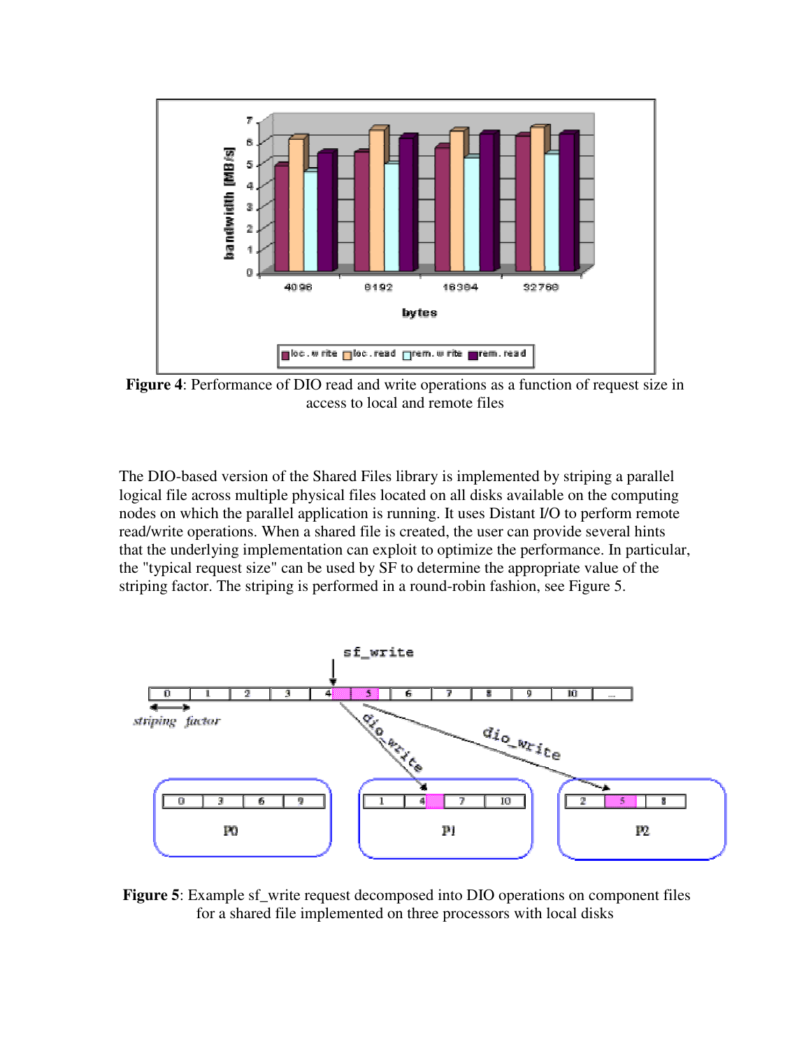**Figure 4**: Performance of DIO read and write operations as a function of request size in access to local and remote files

The DIO-based version of the Shared Files library is implemented by striping a parallel logical file across multiple physical files located on all disks available on the computing nodes on which the parallel application is running. It uses Distant I/O to perform remote read/write operations. When a shared file is created, the user can provide several hints that the underlying implementation can exploit to optimize the performance. In particular, the "typical request size" can be used by SF to determine the appropriate value of the striping factor. The striping is performed in a round-robin fashion, see Figure 5.

**Figure 5**: Example sf_write request decomposed into DIO operations on component files for a shared file implemented on three processors with local disks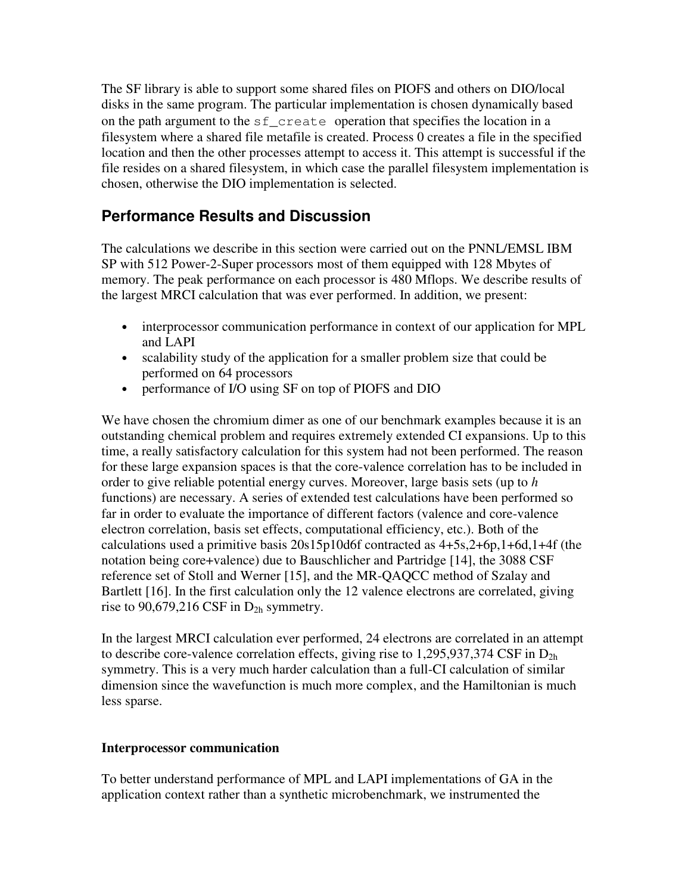The SF library is able to support some shared files on PIOFS and others on DIO/local disks in the same program. The particular implementation is chosen dynamically based on the path argument to the `sf_create` operation that specifies the location in a filesystem where a shared file metafile is created. Process 0 creates a file in the specified location and then the other processes attempt to access it. This attempt is successful if the file resides on a shared filesystem, in which case the parallel filesystem implementation is chosen, otherwise the DIO implementation is selected.

## Performance Results and Discussion

The calculations we describe in this section were carried out on the PNNL/EMSL IBM SP with 512 Power-2-Super processors most of them equipped with 128 Mbytes of memory. The peak performance on each processor is 480 Mflops. We describe results of the largest MRCI calculation that was ever performed. In addition, we present:

- interprocessor communication performance in context of our application for MPL and LAPI
- scalability study of the application for a smaller problem size that could be performed on 64 processors
- performance of I/O using SF on top of PIOFS and DIO

We have chosen the chromium dimer as one of our benchmark examples because it is an outstanding chemical problem and requires extremely extended CI expansions. Up to this time, a really satisfactory calculation for this system had not been performed. The reason for these large expansion spaces is that the core-valence correlation has to be included in order to give reliable potential energy curves. Moreover, large basis sets (up to *h* functions) are necessary. A series of extended test calculations have been performed so far in order to evaluate the importance of different factors (valence and core-valence electron correlation, basis set effects, computational efficiency, etc.). Both of the calculations used a primitive basis 20s15p10d6f contracted as 4+5s,2+6p,1+6d,1+4f (the notation being core+valence) due to Bauschlicher and Partridge [14], the 3088 CSF reference set of Stoll and Werner [15], and the MR-QAQCC method of Szalay and Bartlett [16]. In the first calculation only the 12 valence electrons are correlated, giving rise to 90,679,216 CSF in $D_{2h}$ symmetry.

In the largest MRCI calculation ever performed, 24 electrons are correlated in an attempt to describe core-valence correlation effects, giving rise to 1,295,937,374 CSF in $D_{2h}$ symmetry. This is a very much harder calculation than a full-CI calculation of similar dimension since the wavefunction is much more complex, and the Hamiltonian is much less sparse.

**Interprocessor communication**

To better understand performance of MPL and LAPI implementations of GA in the application context rather than a synthetic microbenchmark, we instrumented the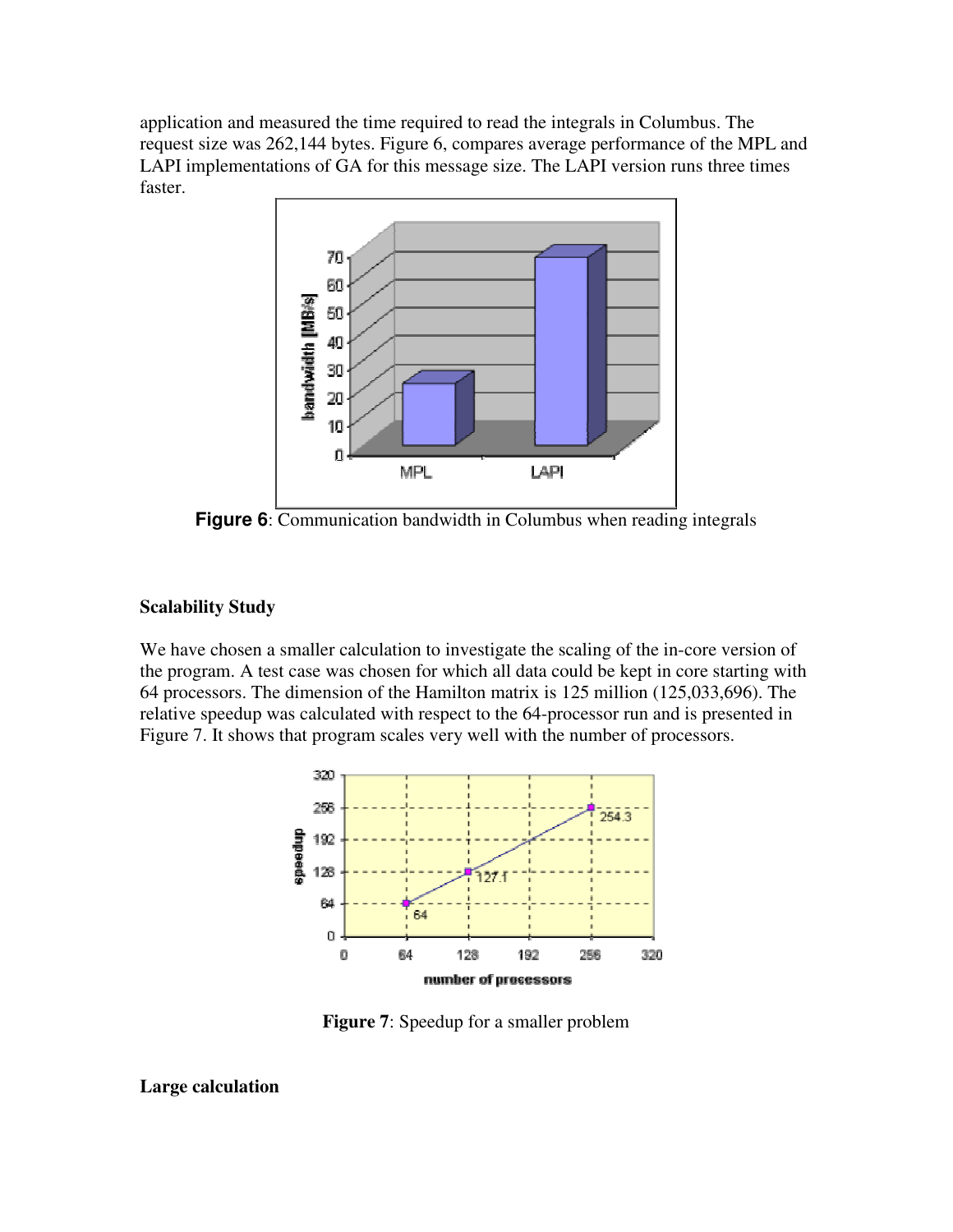application and measured the time required to read the integrals in Columbus. The request size was 262,144 bytes. Figure 6, compares average performance of the MPL and LAPI implementations of GA for this message size. The LAPI version runs three times faster.

**Figure 6**: Communication bandwidth in Columbus when reading integrals

### Scalability Study

We have chosen a smaller calculation to investigate the scaling of the in-core version of the program. A test case was chosen for which all data could be kept in core starting with 64 processors. The dimension of the Hamilton matrix is 125 million (125,033,696). The relative speedup was calculated with respect to the 64-processor run and is presented in Figure 7. It shows that program scales very well with the number of processors.

**Figure 7**: Speedup for a smaller problem

### Large calculation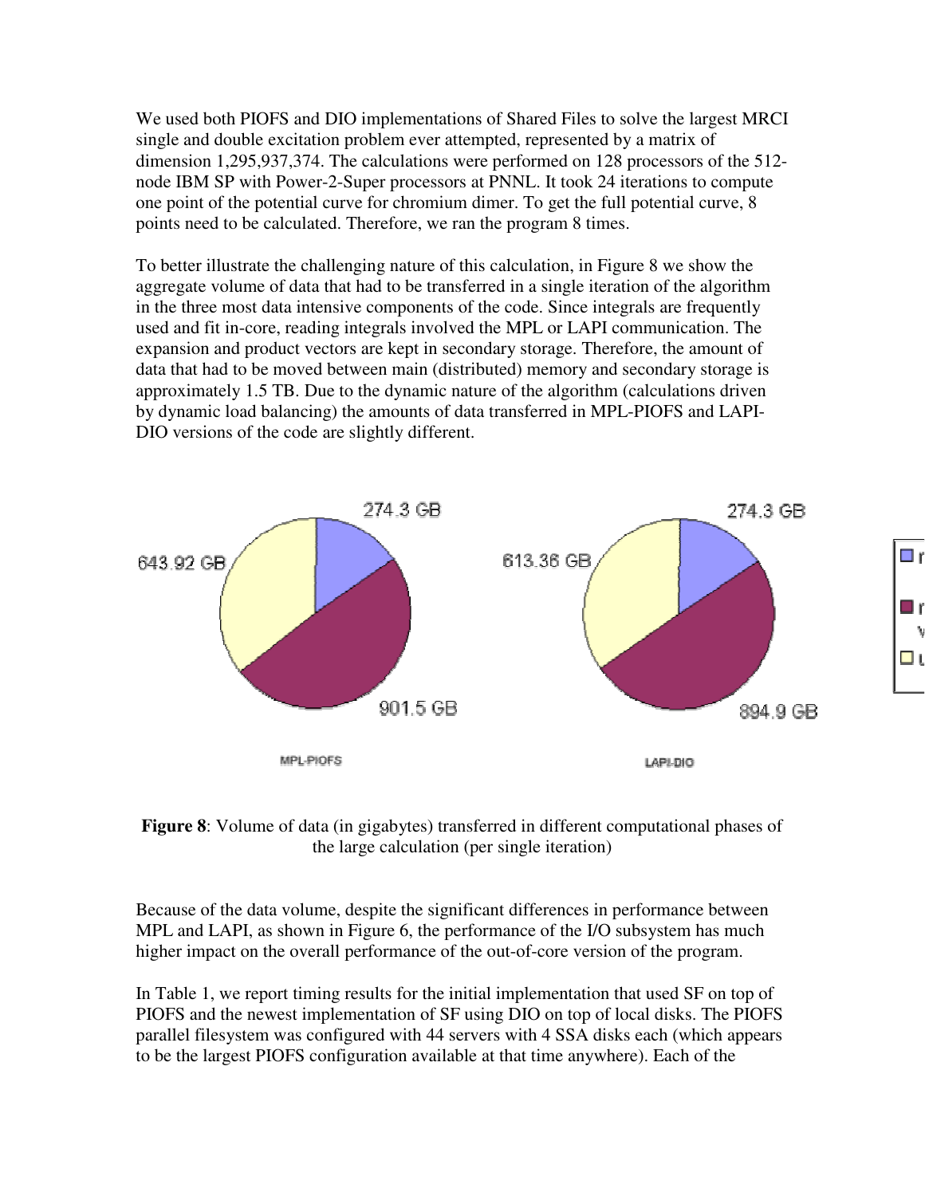We used both PIOFS and DIO implementations of Shared Files to solve the largest MRCI single and double excitation problem ever attempted, represented by a matrix of dimension 1,295,937,374. The calculations were performed on 128 processors of the 512-node IBM SP with Power-2-Super processors at PNNL. It took 24 iterations to compute one point of the potential curve for chromium dimer. To get the full potential curve, 8 points need to be calculated. Therefore, we ran the program 8 times.

To better illustrate the challenging nature of this calculation, in Figure 8 we show the aggregate volume of data that had to be transferred in a single iteration of the algorithm in the three most data intensive components of the code. Since integrals are frequently used and fit in-core, reading integrals involved the MPL or LAPI communication. The expansion and product vectors are kept in secondary storage. Therefore, the amount of data that had to be moved between main (distributed) memory and secondary storage is approximately 1.5 TB. Due to the dynamic nature of the algorithm (calculations driven by dynamic load balancing) the amounts of data transferred in MPL-PIOFS and LAPI-DIO versions of the code are slightly different.

**Figure 8**: Volume of data (in gigabytes) transferred in different computational phases of the large calculation (per single iteration)

Because of the data volume, despite the significant differences in performance between MPL and LAPI, as shown in Figure 6, the performance of the I/O subsystem has much higher impact on the overall performance of the out-of-core version of the program.

In Table 1, we report timing results for the initial implementation that used SF on top of PIOFS and the newest implementation of SF using DIO on top of local disks. The PIOFS parallel filesystem was configured with 44 servers with 4 SSA disks each (which appears to be the largest PIOFS configuration available at that time anywhere). Each of the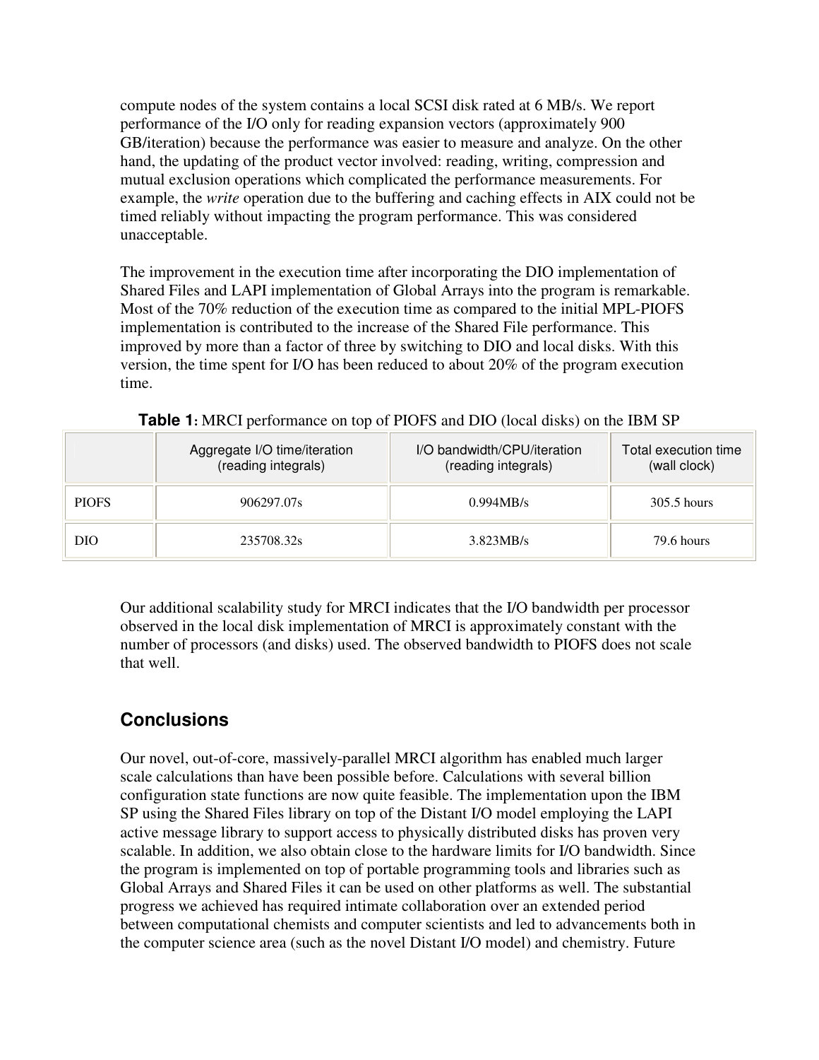compute nodes of the system contains a local SCSI disk rated at 6 MB/s. We report performance of the I/O only for reading expansion vectors (approximately 900 GB/iteration) because the performance was easier to measure and analyze. On the other hand, the updating of the product vector involved: reading, writing, compression and mutual exclusion operations which complicated the performance measurements. For example, the *write* operation due to the buffering and caching effects in AIX could not be timed reliably without impacting the program performance. This was considered unacceptable.

The improvement in the execution time after incorporating the DIO implementation of Shared Files and LAPI implementation of Global Arrays into the program is remarkable. Most of the 70% reduction of the execution time as compared to the initial MPL-PIOFS implementation is contributed to the increase of the Shared File performance. This improved by more than a factor of three by switching to DIO and local disks. With this version, the time spent for I/O has been reduced to about 20% of the program execution time.

**Table 1:** MRCI performance on top of PIOFS and DIO (local disks) on the IBM SP

| | Aggregate I/O time/iteration (reading integrals) | I/O bandwidth/CPU/iteration (reading integrals) | Total execution time (wall clock) |
|---|---|---|---|
| PIOFS | 906297.07s | 0.994MB/s | 305.5 hours |
| DIO | 235708.32s | 3.823MB/s | 79.6 hours |

Our additional scalability study for MRCI indicates that the I/O bandwidth per processor observed in the local disk implementation of MRCI is approximately constant with the number of processors (and disks) used. The observed bandwidth to PIOFS does not scale that well.

## Conclusions

Our novel, out-of-core, massively-parallel MRCI algorithm has enabled much larger scale calculations than have been possible before. Calculations with several billion configuration state functions are now quite feasible. The implementation upon the IBM SP using the Shared Files library on top of the Distant I/O model employing the LAPI active message library to support access to physically distributed disks has proven very scalable. In addition, we also obtain close to the hardware limits for I/O bandwidth. Since the program is implemented on top of portable programming tools and libraries such as Global Arrays and Shared Files it can be used on other platforms as well. The substantial progress we achieved has required intimate collaboration over an extended period between computational chemists and computer scientists and led to advancements both in the computer science area (such as the novel Distant I/O model) and chemistry. Future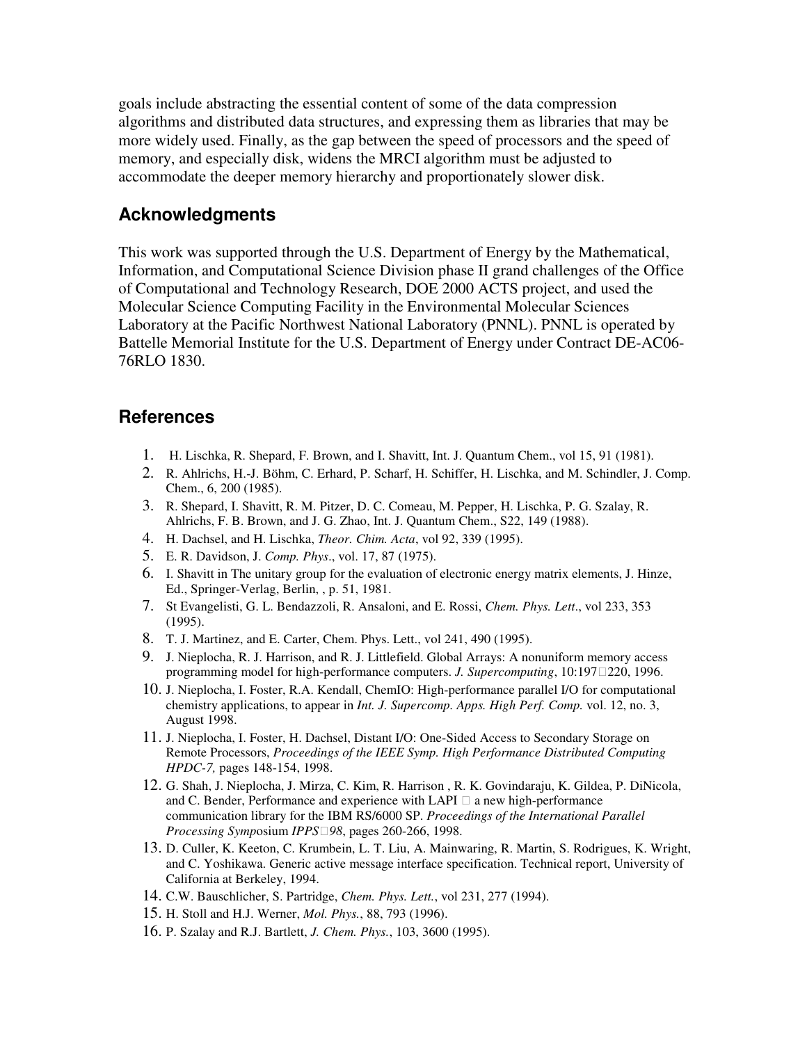goals include abstracting the essential content of some of the data compression algorithms and distributed data structures, and expressing them as libraries that may be more widely used. Finally, as the gap between the speed of processors and the speed of memory, and especially disk, widens the MRCI algorithm must be adjusted to accommodate the deeper memory hierarchy and proportionately slower disk.

## Acknowledgments

This work was supported through the U.S. Department of Energy by the Mathematical, Information, and Computational Science Division phase II grand challenges of the Office of Computational and Technology Research, DOE 2000 ACTS project, and used the Molecular Science Computing Facility in the Environmental Molecular Sciences Laboratory at the Pacific Northwest National Laboratory (PNNL). PNNL is operated by Battelle Memorial Institute for the U.S. Department of Energy under Contract DE-AC06-76RLO 1830.

## References

1. H. Lischka, R. Shepard, F. Brown, and I. Shavitt, Int. J. Quantum Chem., vol 15, 91 (1981).
2. R. Ahlrichs, H.-J. Böhm, C. Erhard, P. Scharf, H. Schiffer, H. Lischka, and M. Schindler, J. Comp. Chem., 6, 200 (1985).
3. R. Shepard, I. Shavitt, R. M. Pitzer, D. C. Comeau, M. Pepper, H. Lischka, P. G. Szalay, R. Ahlrichs, F. B. Brown, and J. G. Zhao, Int. J. Quantum Chem., S22, 149 (1988).
4. H. Dachsel, and H. Lischka, *Theor. Chim. Acta*, vol 92, 339 (1995).
5. E. R. Davidson, J. *Comp. Phys*., vol. 17, 87 (1975).
6. I. Shavitt in The unitary group for the evaluation of electronic energy matrix elements, J. Hinze, Ed., Springer-Verlag, Berlin, , p. 51, 1981.
7. St Evangelisti, G. L. Bendazzoli, R. Ansaloni, and E. Rossi, *Chem. Phys. Lett*., vol 233, 353 (1995).
8. T. J. Martinez, and E. Carter, Chem. Phys. Lett., vol 241, 490 (1995).
9. J. Nieplocha, R. J. Harrison, and R. J. Littlefield. Global Arrays: A nonuniform memory access programming model for high-performance computers. *J. Supercomputing*, 10:197-220, 1996.
10. J. Nieplocha, I. Foster, R.A. Kendall, ChemIO: High-performance parallel I/O for computational chemistry applications, to appear in *Int. J. Supercomp. Apps. High Perf. Comp.* vol. 12, no. 3, August 1998.
11. J. Nieplocha, I. Foster, H. Dachsel, Distant I/O: One-Sided Access to Secondary Storage on Remote Processors, *Proceedings of the IEEE Symp. High Performance Distributed Computing HPDC-7,* pages 148-154, 1998.
12. G. Shah, J. Nieplocha, J. Mirza, C. Kim, R. Harrison , R. K. Govindaraju, K. Gildea, P. DiNicola, and C. Bender, Performance and experience with LAPI - a new high-performance communication library for the IBM RS/6000 SP. *Proceedings of the International Parallel Processing Symposium IPPS'98*, pages 260-266, 1998.
13. D. Culler, K. Keeton, C. Krumbein, L. T. Liu, A. Mainwaring, R. Martin, S. Rodrigues, K. Wright, and C. Yoshikawa. Generic active message interface specification. Technical report, University of California at Berkeley, 1994.
14. C.W. Bauschlicher, S. Partridge, *Chem. Phys. Lett.*, vol 231, 277 (1994).
15. H. Stoll and H.J. Werner, *Mol. Phys.*, 88, 793 (1996).
16. P. Szalay and R.J. Bartlett, *J. Chem. Phys.*, 103, 3600 (1995).